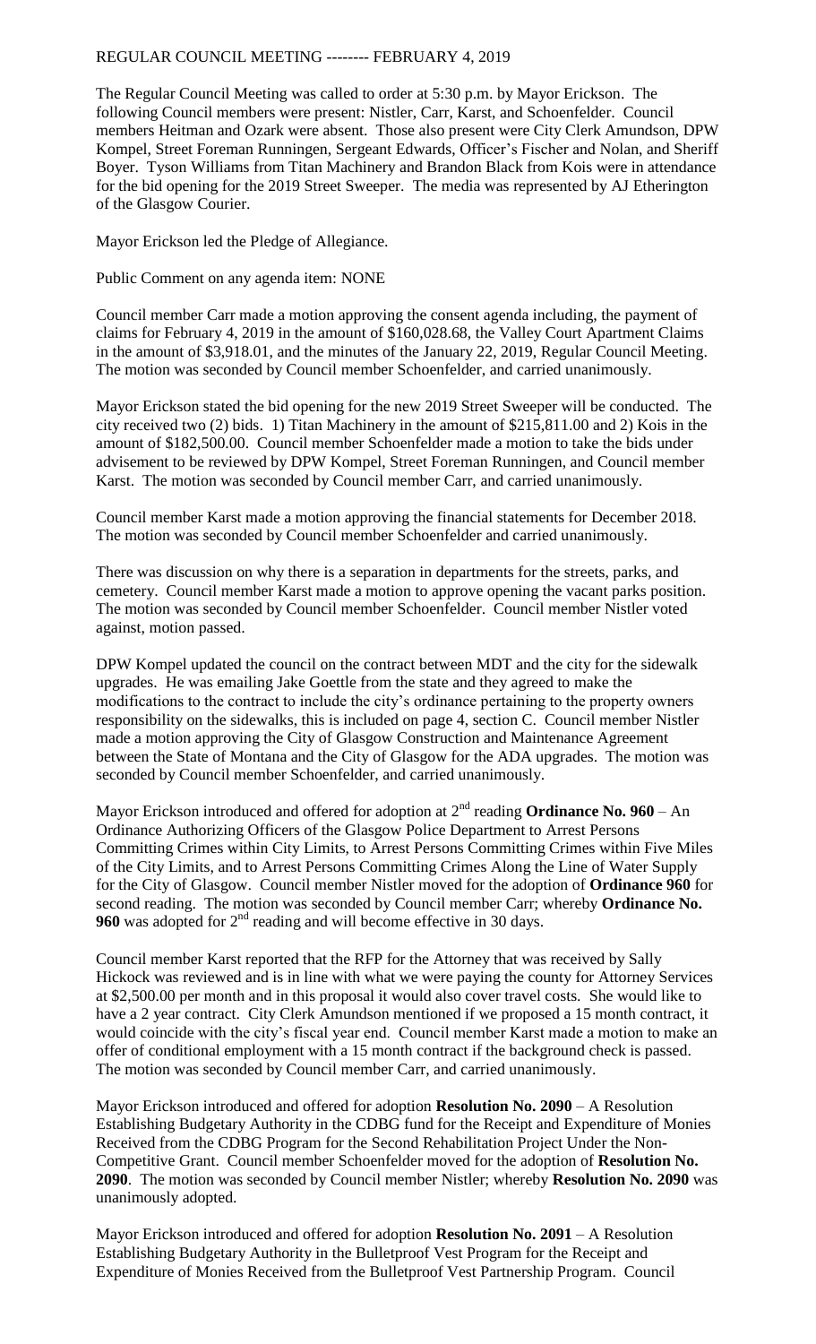REGULAR COUNCIL MEETING -------- FEBRUARY 4, 2019

The Regular Council Meeting was called to order at 5:30 p.m. by Mayor Erickson. The following Council members were present: Nistler, Carr, Karst, and Schoenfelder. Council members Heitman and Ozark were absent. Those also present were City Clerk Amundson, DPW Kompel, Street Foreman Runningen, Sergeant Edwards, Officer's Fischer and Nolan, and Sheriff Boyer. Tyson Williams from Titan Machinery and Brandon Black from Kois were in attendance for the bid opening for the 2019 Street Sweeper. The media was represented by AJ Etherington of the Glasgow Courier.

Mayor Erickson led the Pledge of Allegiance.

Public Comment on any agenda item: NONE

Council member Carr made a motion approving the consent agenda including, the payment of claims for February 4, 2019 in the amount of $160,028.68, the Valley Court Apartment Claims in the amount of $3,918.01, and the minutes of the January 22, 2019, Regular Council Meeting. The motion was seconded by Council member Schoenfelder, and carried unanimously.

Mayor Erickson stated the bid opening for the new 2019 Street Sweeper will be conducted. The city received two (2) bids. 1) Titan Machinery in the amount of $215,811.00 and 2) Kois in the amount of $182,500.00. Council member Schoenfelder made a motion to take the bids under advisement to be reviewed by DPW Kompel, Street Foreman Runningen, and Council member Karst. The motion was seconded by Council member Carr, and carried unanimously.

Council member Karst made a motion approving the financial statements for December 2018. The motion was seconded by Council member Schoenfelder and carried unanimously.

There was discussion on why there is a separation in departments for the streets, parks, and cemetery. Council member Karst made a motion to approve opening the vacant parks position. The motion was seconded by Council member Schoenfelder. Council member Nistler voted against, motion passed.

DPW Kompel updated the council on the contract between MDT and the city for the sidewalk upgrades. He was emailing Jake Goettle from the state and they agreed to make the modifications to the contract to include the city's ordinance pertaining to the property owners responsibility on the sidewalks, this is included on page 4, section C. Council member Nistler made a motion approving the City of Glasgow Construction and Maintenance Agreement between the State of Montana and the City of Glasgow for the ADA upgrades. The motion was seconded by Council member Schoenfelder, and carried unanimously.

Mayor Erickson introduced and offered for adoption at 2nd reading **Ordinance No. 960** – An Ordinance Authorizing Officers of the Glasgow Police Department to Arrest Persons Committing Crimes within City Limits, to Arrest Persons Committing Crimes within Five Miles of the City Limits, and to Arrest Persons Committing Crimes Along the Line of Water Supply for the City of Glasgow. Council member Nistler moved for the adoption of **Ordinance 960** for second reading. The motion was seconded by Council member Carr; whereby **Ordinance No. 960** was adopted for 2nd reading and will become effective in 30 days.

Council member Karst reported that the RFP for the Attorney that was received by Sally Hickock was reviewed and is in line with what we were paying the county for Attorney Services at $2,500.00 per month and in this proposal it would also cover travel costs. She would like to have a 2 year contract. City Clerk Amundson mentioned if we proposed a 15 month contract, it would coincide with the city's fiscal year end. Council member Karst made a motion to make an offer of conditional employment with a 15 month contract if the background check is passed. The motion was seconded by Council member Carr, and carried unanimously.

Mayor Erickson introduced and offered for adoption **Resolution No. 2090** – A Resolution Establishing Budgetary Authority in the CDBG fund for the Receipt and Expenditure of Monies Received from the CDBG Program for the Second Rehabilitation Project Under the Non-Competitive Grant. Council member Schoenfelder moved for the adoption of **Resolution No. 2090**. The motion was seconded by Council member Nistler; whereby **Resolution No. 2090** was unanimously adopted.

Mayor Erickson introduced and offered for adoption **Resolution No. 2091** – A Resolution Establishing Budgetary Authority in the Bulletproof Vest Program for the Receipt and Expenditure of Monies Received from the Bulletproof Vest Partnership Program. Council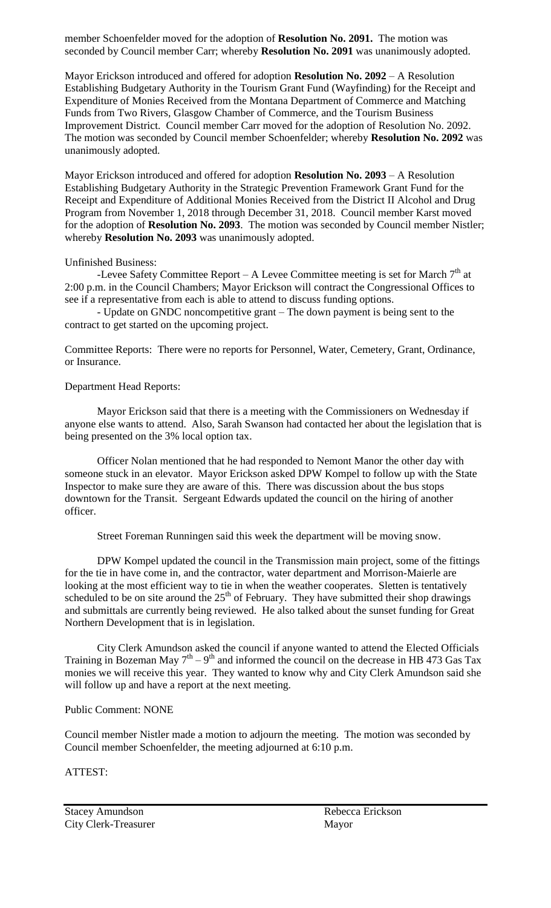member Schoenfelder moved for the adoption of **Resolution No. 2091.** The motion was seconded by Council member Carr; whereby **Resolution No. 2091** was unanimously adopted.

Mayor Erickson introduced and offered for adoption **Resolution No. 2092** – A Resolution Establishing Budgetary Authority in the Tourism Grant Fund (Wayfinding) for the Receipt and Expenditure of Monies Received from the Montana Department of Commerce and Matching Funds from Two Rivers, Glasgow Chamber of Commerce, and the Tourism Business Improvement District. Council member Carr moved for the adoption of Resolution No. 2092. The motion was seconded by Council member Schoenfelder; whereby **Resolution No. 2092** was unanimously adopted.

Mayor Erickson introduced and offered for adoption **Resolution No. 2093** – A Resolution Establishing Budgetary Authority in the Strategic Prevention Framework Grant Fund for the Receipt and Expenditure of Additional Monies Received from the District II Alcohol and Drug Program from November 1, 2018 through December 31, 2018. Council member Karst moved for the adoption of **Resolution No. 2093**. The motion was seconded by Council member Nistler; whereby **Resolution No. 2093** was unanimously adopted.

Unfinished Business:

-Levee Safety Committee Report – A Levee Committee meeting is set for March 7th at 2:00 p.m. in the Council Chambers; Mayor Erickson will contract the Congressional Offices to see if a representative from each is able to attend to discuss funding options.

- Update on GNDC noncompetitive grant – The down payment is being sent to the contract to get started on the upcoming project.

Committee Reports: There were no reports for Personnel, Water, Cemetery, Grant, Ordinance, or Insurance.

Department Head Reports:

Mayor Erickson said that there is a meeting with the Commissioners on Wednesday if anyone else wants to attend. Also, Sarah Swanson had contacted her about the legislation that is being presented on the 3% local option tax.

Officer Nolan mentioned that he had responded to Nemont Manor the other day with someone stuck in an elevator. Mayor Erickson asked DPW Kompel to follow up with the State Inspector to make sure they are aware of this. There was discussion about the bus stops downtown for the Transit. Sergeant Edwards updated the council on the hiring of another officer.

Street Foreman Runningen said this week the department will be moving snow.

DPW Kompel updated the council in the Transmission main project, some of the fittings for the tie in have come in, and the contractor, water department and Morrison-Maierle are looking at the most efficient way to tie in when the weather cooperates. Sletten is tentatively scheduled to be on site around the 25th of February. They have submitted their shop drawings and submittals are currently being reviewed. He also talked about the sunset funding for Great Northern Development that is in legislation.

City Clerk Amundson asked the council if anyone wanted to attend the Elected Officials Training in Bozeman May 7th – 9th and informed the council on the decrease in HB 473 Gas Tax monies we will receive this year. They wanted to know why and City Clerk Amundson said she will follow up and have a report at the next meeting.

Public Comment: NONE

Council member Nistler made a motion to adjourn the meeting. The motion was seconded by Council member Schoenfelder, the meeting adjourned at 6:10 p.m.

ATTEST:

| | |
|---|---|
| Stacey Amundson | Rebecca Erickson |
| City Clerk-Treasurer | Mayor |